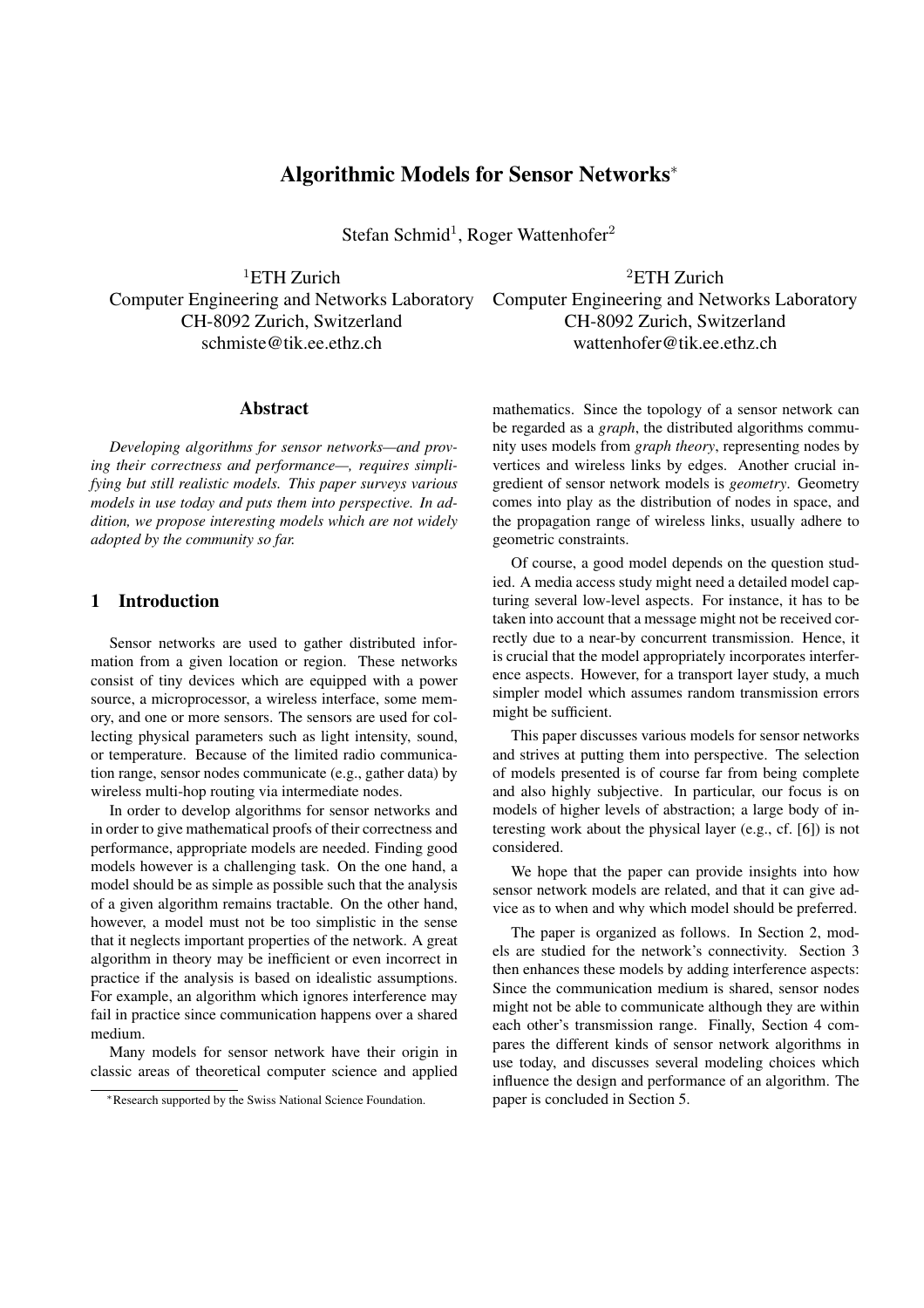# Algorithmic Models for Sensor Networks*

Stefan Schmid[1], Roger Wattenhofer[2]

[1]ETH Zurich
Computer Engineering and Networks Laboratory
CH-8092 Zurich, Switzerland
schmiste@tik.ee.ethz.ch

[2]ETH Zurich
Computer Engineering and Networks Laboratory
CH-8092 Zurich, Switzerland
wattenhofer@tik.ee.ethz.ch

## Abstract

*Developing algorithms for sensor networks—and proving their correctness and performance—, requires simplifying but still realistic models. This paper surveys various models in use today and puts them into perspective. In addition, we propose interesting models which are not widely adopted by the community so far.*

## 1 Introduction

Sensor networks are used to gather distributed information from a given location or region. These networks consist of tiny devices which are equipped with a power source, a microprocessor, a wireless interface, some memory, and one or more sensors. The sensors are used for collecting physical parameters such as light intensity, sound, or temperature. Because of the limited radio communication range, sensor nodes communicate (e.g., gather data) by wireless multi-hop routing via intermediate nodes.

In order to develop algorithms for sensor networks and in order to give mathematical proofs of their correctness and performance, appropriate models are needed. Finding good models however is a challenging task. On the one hand, a model should be as simple as possible such that the analysis of a given algorithm remains tractable. On the other hand, however, a model must not be too simplistic in the sense that it neglects important properties of the network. A great algorithm in theory may be inefficient or even incorrect in practice if the analysis is based on idealistic assumptions. For example, an algorithm which ignores interference may fail in practice since communication happens over a shared medium.

Many models for sensor network have their origin in classic areas of theoretical computer science and applied mathematics. Since the topology of a sensor network can be regarded as a *graph*, the distributed algorithms community uses models from *graph theory*, representing nodes by vertices and wireless links by edges. Another crucial ingredient of sensor network models is *geometry*. Geometry comes into play as the distribution of nodes in space, and the propagation range of wireless links, usually adhere to geometric constraints.

Of course, a good model depends on the question studied. A media access study might need a detailed model capturing several low-level aspects. For instance, it has to be taken into account that a message might not be received correctly due to a near-by concurrent transmission. Hence, it is crucial that the model appropriately incorporates interference aspects. However, for a transport layer study, a much simpler model which assumes random transmission errors might be sufficient.

This paper discusses various models for sensor networks and strives at putting them into perspective. The selection of models presented is of course far from being complete and also highly subjective. In particular, our focus is on models of higher levels of abstraction; a large body of interesting work about the physical layer (e.g., cf. [6]) is not considered.

We hope that the paper can provide insights into how sensor network models are related, and that it can give advice as to when and why which model should be preferred.

The paper is organized as follows. In Section 2, models are studied for the network's connectivity. Section 3 then enhances these models by adding interference aspects: Since the communication medium is shared, sensor nodes might not be able to communicate although they are within each other's transmission range. Finally, Section 4 compares the different kinds of sensor network algorithms in use today, and discusses several modeling choices which influence the design and performance of an algorithm. The paper is concluded in Section 5.

*Research supported by the Swiss National Science Foundation.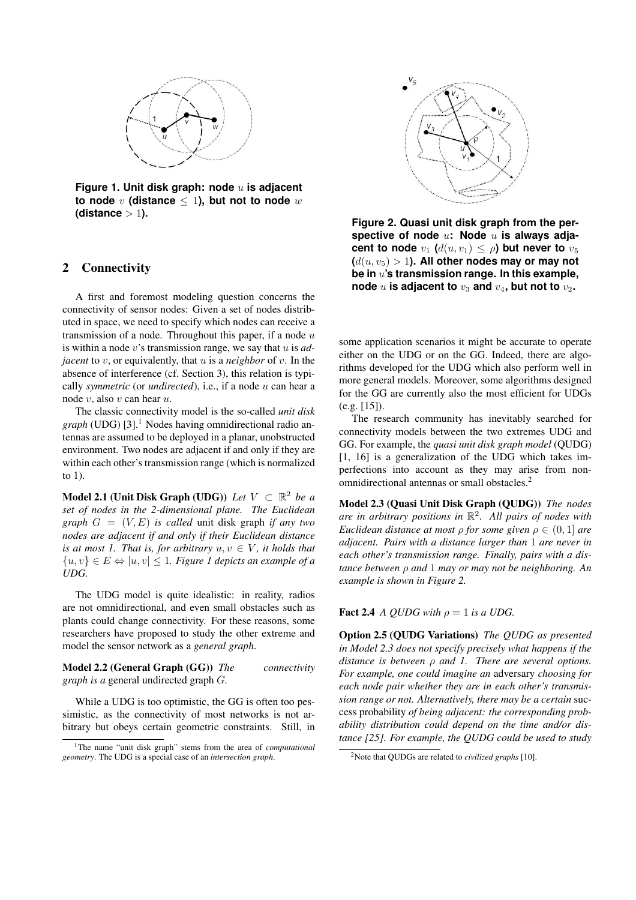**Figure 1. Unit disk graph: node $u$ is adjacent to node $v$ (distance $\leq 1$), but not to node $w$ (distance $> 1$).**

## 2 Connectivity

A first and foremost modeling question concerns the connectivity of sensor nodes: Given a set of nodes distributed in space, we need to specify which nodes can receive a transmission of a node. Throughout this paper, if a node $u$ is within a node $v$'s transmission range, we say that $u$ is *adjacent* to $v$, or equivalently, that $u$ is a *neighbor* of $v$. In the absence of interference (cf. Section 3), this relation is typically *symmetric* (or *undirected*), i.e., if a node $u$ can hear a node $v$, also $v$ can hear $u$.

The classic connectivity model is the so-called *unit disk graph* (UDG) [3].[1] Nodes having omnidirectional radio antennas are assumed to be deployed in a planar, unobstructed environment. Two nodes are adjacent if and only if they are within each other's transmission range (which is normalized to 1).

**Model 2.1 (Unit Disk Graph (UDG))** *Let $V \subset \mathbb{R}^2$ be a set of nodes in the 2-dimensional plane. The Euclidean graph $G = (V, E)$ is called* unit disk graph *if any two nodes are adjacent if and only if their Euclidean distance is at most 1. That is, for arbitrary $u, v \in V$, it holds that $\{u, v\} \in E \Leftrightarrow |u, v| \leq 1$. Figure 1 depicts an example of a UDG.*

The UDG model is quite idealistic: in reality, radios are not omnidirectional, and even small obstacles such as plants could change connectivity. For these reasons, some researchers have proposed to study the other extreme and model the sensor network as a *general graph*.

**Model 2.2 (General Graph (GG))** *The connectivity graph is a* general undirected graph $G$.

While a UDG is too optimistic, the GG is often too pessimistic, as the connectivity of most networks is not arbitrary but obeys certain geometric constraints. Still, in some application scenarios it might be accurate to operate either on the UDG or on the GG. Indeed, there are algorithms developed for the UDG which also perform well in more general models. Moreover, some algorithms designed for the GG are currently also the most efficient for UDGs (e.g. [15]).

[1] The name "unit disk graph" stems from the area of *computational geometry*. The UDG is a special case of an *intersection graph*.

**Figure 2. Quasi unit disk graph from the perspective of node $u$: Node $u$ is always adjacent to node $v_1$ ($d(u, v_1) \leq \rho$) but never to $v_5$ ($d(u, v_5) > 1$). All other nodes may or may not be in $u$'s transmission range. In this example, node $u$ is adjacent to $v_3$ and $v_4$, but not to $v_2$.**

The research community has inevitably searched for connectivity models between the two extremes UDG and GG. For example, the *quasi unit disk graph model* (QUDG) [1, 16] is a generalization of the UDG which takes imperfections into account as they may arise from non-omnidirectional antennas or small obstacles.[2]

**Model 2.3 (Quasi Unit Disk Graph (QUDG))** *The nodes are in arbitrary positions in $\mathbb{R}^2$. All pairs of nodes with Euclidean distance at most $\rho$ for some given $\rho \in (0, 1]$ are adjacent. Pairs with a distance larger than 1 are never in each other's transmission range. Finally, pairs with a distance between $\rho$ and 1 may or may not be neighboring. An example is shown in Figure 2.*

**Fact 2.4** *A QUDG with $\rho = 1$ is a UDG.*

**Option 2.5 (QUDG Variations)** *The QUDG as presented in Model 2.3 does not specify precisely what happens if the distance is between $\rho$ and 1. There are several options. For example, one could imagine an* adversary *choosing for each node pair whether they are in each other's transmission range or not. Alternatively, there may be a certain* success probability *of being adjacent: the corresponding probability distribution could depend on the time and/or distance [25]. For example, the QUDG could be used to study*

[2] Note that QUDGs are related to *civilized graphs* [10].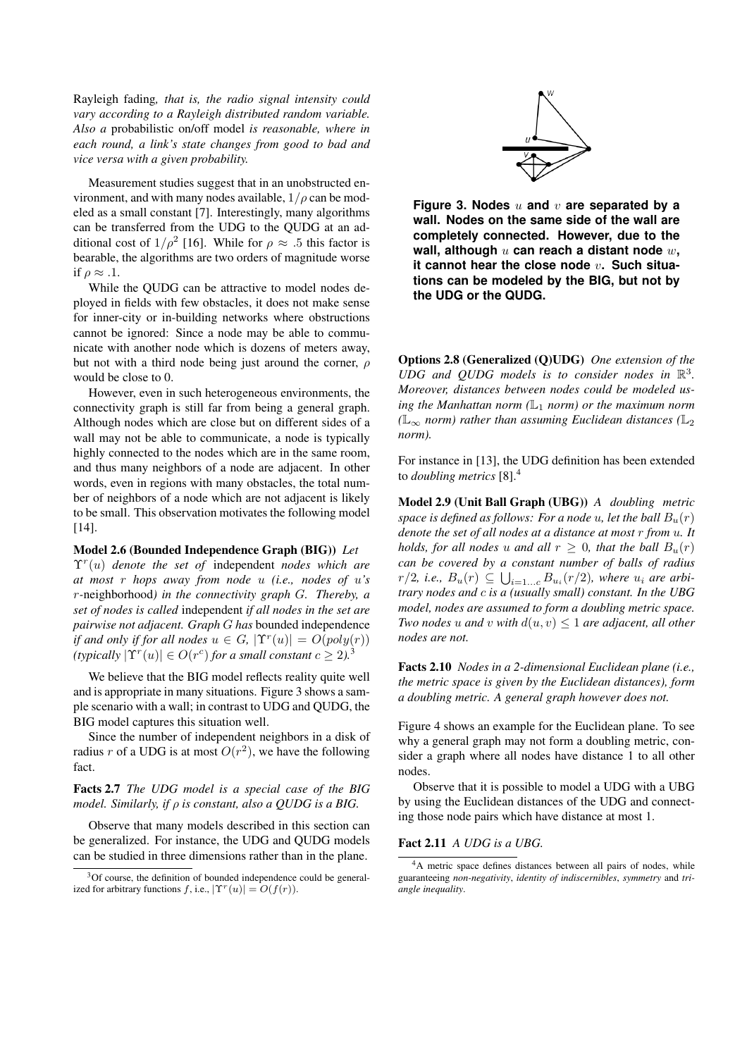Rayleigh fading*, that is, the radio signal intensity could vary according to a Rayleigh distributed random variable. Also a* probabilistic on/off model *is reasonable, where in each round, a link's state changes from good to bad and vice versa with a given probability.*

Measurement studies suggest that in an unobstructed environment, and with many nodes available, $1/\rho$ can be modeled as a small constant [7]. Interestingly, many algorithms can be transferred from the UDG to the QUDG at an additional cost of $1/\rho^2$ [16]. While for $\rho \approx .5$ this factor is bearable, the algorithms are two orders of magnitude worse if $\rho \approx .1$.

While the QUDG can be attractive to model nodes deployed in fields with few obstacles, it does not make sense for inner-city or in-building networks where obstructions cannot be ignored: Since a node may be able to communicate with another node which is dozens of meters away, but not with a third node being just around the corner, $\rho$ would be close to 0.

However, even in such heterogeneous environments, the connectivity graph is still far from being a general graph. Although nodes which are close but on different sides of a wall may not be able to communicate, a node is typically highly connected to the nodes which are in the same room, and thus many neighbors of a node are adjacent. In other words, even in regions with many obstacles, the total number of neighbors of a node which are not adjacent is likely to be small. This observation motivates the following model [14].

**Model 2.6 (Bounded Independence Graph (BIG))** *Let $\Upsilon^r(u)$ denote the set of* independent *nodes which are at most $r$ hops away from node $u$ (i.e., nodes of $u$'s $r$-*neighborhood*) in the connectivity graph $G$. Thereby, a set of nodes is called* independent *if all nodes in the set are pairwise not adjacent. Graph $G$ has* bounded independence *if and only if for all nodes $u \in G$, $|\Upsilon^r(u)| = O(poly(r))$ (typically $|\Upsilon^r(u)| \in O(r^c)$ for a small constant $c \geq 2$).*[3]

We believe that the BIG model reflects reality quite well and is appropriate in many situations. Figure 3 shows a sample scenario with a wall; in contrast to UDG and QUDG, the BIG model captures this situation well.

Since the number of independent neighbors in a disk of radius $r$ of a UDG is at most $O(r^2)$, we have the following fact.

**Facts 2.7** *The UDG model is a special case of the BIG model. Similarly, if $\rho$ is constant, also a QUDG is a BIG.*

Observe that many models described in this section can be generalized. For instance, the UDG and QUDG models can be studied in three dimensions rather than in the plane.

**Figure 3. Nodes $u$ and $v$ are separated by a wall. Nodes on the same side of the wall are completely connected. However, due to the wall, although $u$ can reach a distant node $w$, it cannot hear the close node $v$. Such situations can be modeled by the BIG, but not by the UDG or the QUDG.**

**Options 2.8 (Generalized (Q)UDG)** *One extension of the UDG and QUDG models is to consider nodes in $\mathbb{R}^3$. Moreover, distances between nodes could be modeled using the Manhattan norm ($\mathbb{L}_1$ norm) or the maximum norm ($\mathbb{L}_\infty$ norm) rather than assuming Euclidean distances ($\mathbb{L}_2$ norm).*

For instance in [13], the UDG definition has been extended to *doubling metrics* [8].[4]

**Model 2.9 (Unit Ball Graph (UBG))** *A doubling metric space is defined as follows: For a node $u$, let the ball $B_u(r)$ denote the set of all nodes at a distance at most $r$ from $u$. It holds, for all nodes $u$ and all $r \geq 0$, that the ball $B_u(r)$ can be covered by a constant number of balls of radius $r/2$, i.e., $B_u(r) \subseteq \bigcup_{i=1...c} B_{u_i}(r/2)$, where $u_i$ are arbitrary nodes and $c$ is a (usually small) constant. In the UBG model, nodes are assumed to form a doubling metric space. Two nodes $u$ and $v$ with $d(u,v) \leq 1$ are adjacent, all other nodes are not.*

**Facts 2.10** *Nodes in a 2-dimensional Euclidean plane (i.e., the metric space is given by the Euclidean distances), form a doubling metric. A general graph however does not.*

Figure 4 shows an example for the Euclidean plane. To see why a general graph may not form a doubling metric, consider a graph where all nodes have distance 1 to all other nodes.

Observe that it is possible to model a UDG with a UBG by using the Euclidean distances of the UDG and connecting those node pairs which have distance at most 1.

**Fact 2.11** *A UDG is a UBG.*

---

[3] Of course, the definition of bounded independence could be generalized for arbitrary functions $f$, i.e., $|\Upsilon^r(u)| = O(f(r))$.

[4] A metric space defines distances between all pairs of nodes, while guaranteeing *non-negativity*, *identity of indiscernibles*, *symmetry* and *triangle inequality*.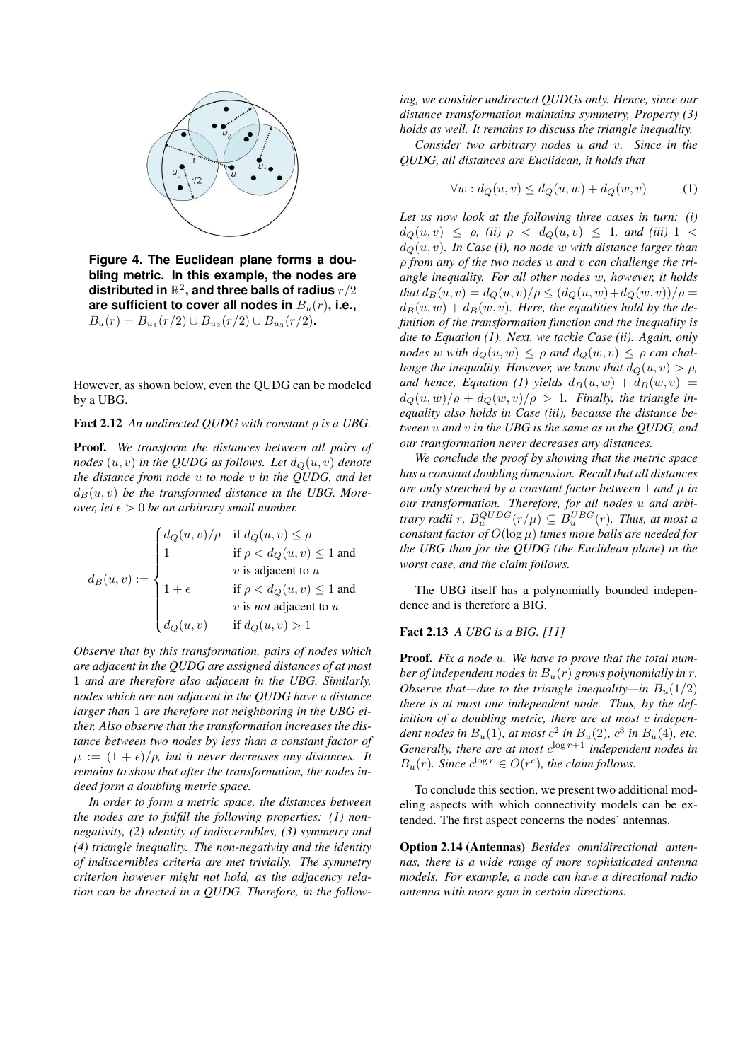**Figure 4. The Euclidean plane forms a doubling metric. In this example, the nodes are distributed in $\mathbb{R}^2$, and three balls of radius $r/2$ are sufficient to cover all nodes in $B_u(r)$, i.e., $B_u(r) = B_{u_1}(r/2) \cup B_{u_2}(r/2) \cup B_{u_3}(r/2)$.**

However, as shown below, even the QUDG can be modeled by a UBG.

**Fact 2.12** *An undirected QUDG with constant $\rho$ is a UBG.*

**Proof.** *We transform the distances between all pairs of nodes $(u, v)$ in the QUDG as follows. Let $d_Q(u, v)$ denote the distance from node $u$ to node $v$ in the QUDG, and let $d_B(u, v)$ be the transformed distance in the UBG. Moreover, let $\epsilon > 0$ be an arbitrary small number.*

$$d_B(u,v) := \begin{cases} d_Q(u,v)/\rho & \text{if } d_Q(u,v) \leq \rho \\ 1 & \text{if } \rho < d_Q(u,v) \leq 1 \text{ and} \\ & v \text{ is adjacent to } u \\ 1+\epsilon & \text{if } \rho < d_Q(u,v) \leq 1 \text{ and} \\ & v \text{ is } \textit{not} \text{ adjacent to } u \\ d_Q(u,v) & \text{if } d_Q(u,v) > 1 \end{cases}$$

*Observe that by this transformation, pairs of nodes which are adjacent in the QUDG are assigned distances of at most 1 and are therefore also adjacent in the UBG. Similarly, nodes which are not adjacent in the QUDG have a distance larger than 1 are therefore not neighboring in the UBG either. Also observe that the transformation increases the distance between two nodes by less than a constant factor of $\mu := (1+\epsilon)/\rho$, but it never decreases any distances. It remains to show that after the transformation, the nodes indeed form a doubling metric space.*

*In order to form a metric space, the distances between the nodes are to fulfill the following properties: (1) non-negativity, (2) identity of indiscernibles, (3) symmetry and (4) triangle inequality. The non-negativity and the identity of indiscernibles criteria are met trivially. The symmetry criterion however might not hold, as the adjacency relation can be directed in a QUDG. Therefore, in the following, we consider undirected QUDGs only. Hence, since our distance transformation maintains symmetry, Property (3) holds as well. It remains to discuss the triangle inequality.*

*Consider two arbitrary nodes $u$ and $v$. Since in the QUDG, all distances are Euclidean, it holds that*

$$\forall w : d_Q(u,v) \leq d_Q(u,w) + d_Q(w,v) \qquad (1)$$

*Let us now look at the following three cases in turn: (i) $d_Q(u,v) \leq \rho$, (ii) $\rho < d_Q(u,v) \leq 1$, and (iii) $1 < d_Q(u,v)$. In Case (i), no node $w$ with distance larger than $\rho$ from any of the two nodes $u$ and $v$ can challenge the triangle inequality. For all other nodes $w$, however, it holds that $d_B(u,v) = d_Q(u,v)/\rho \leq (d_Q(u,w)+d_Q(w,v))/\rho = d_B(u,w) + d_B(w,v)$. Here, the equalities hold by the definition of the transformation function and the inequality is due to Equation (1). Next, we tackle Case (ii). Again, only nodes $w$ with $d_Q(u,w) \leq \rho$ and $d_Q(w,v) \leq \rho$ can challenge the inequality. However, we know that $d_Q(u,v) > \rho$, and hence, Equation (1) yields $d_B(u,w) + d_B(w,v) = d_Q(u,w)/\rho + d_Q(w,v)/\rho > 1$. Finally, the triangle inequality also holds in Case (iii), because the distance between $u$ and $v$ in the UBG is the same as in the QUDG, and our transformation never decreases any distances.*

*We conclude the proof by showing that the metric space has a constant doubling dimension. Recall that all distances are only stretched by a constant factor between 1 and $\mu$ in our transformation. Therefore, for all nodes $u$ and arbitrary radii $r$, $B_u^{QUDG}(r/\mu) \subseteq B_u^{UBG}(r)$. Thus, at most a constant factor of $O(\log \mu)$ times more balls are needed for the UBG than for the QUDG (the Euclidean plane) in the worst case, and the claim follows.*

The UBG itself has a polynomially bounded independence and is therefore a BIG.

**Fact 2.13** *A UBG is a BIG. [11]*

**Proof.** *Fix a node $u$. We have to prove that the total number of independent nodes in $B_u(r)$ grows polynomially in $r$. Observe that—due to the triangle inequality—in $B_u(1/2)$ there is at most one independent node. Thus, by the definition of a doubling metric, there are at most $c$ independent nodes in $B_u(1)$, at most $c^2$ in $B_u(2)$, $c^3$ in $B_u(4)$, etc. Generally, there are at most $c^{\log r+1}$ independent nodes in $B_u(r)$. Since $c^{\log r} \in O(r^c)$, the claim follows.*

To conclude this section, we present two additional modeling aspects with which connectivity models can be extended. The first aspect concerns the nodes' antennas.

**Option 2.14 (Antennas)** *Besides omnidirectional antennas, there is a wide range of more sophisticated antenna models. For example, a node can have a directional radio antenna with more gain in certain directions.*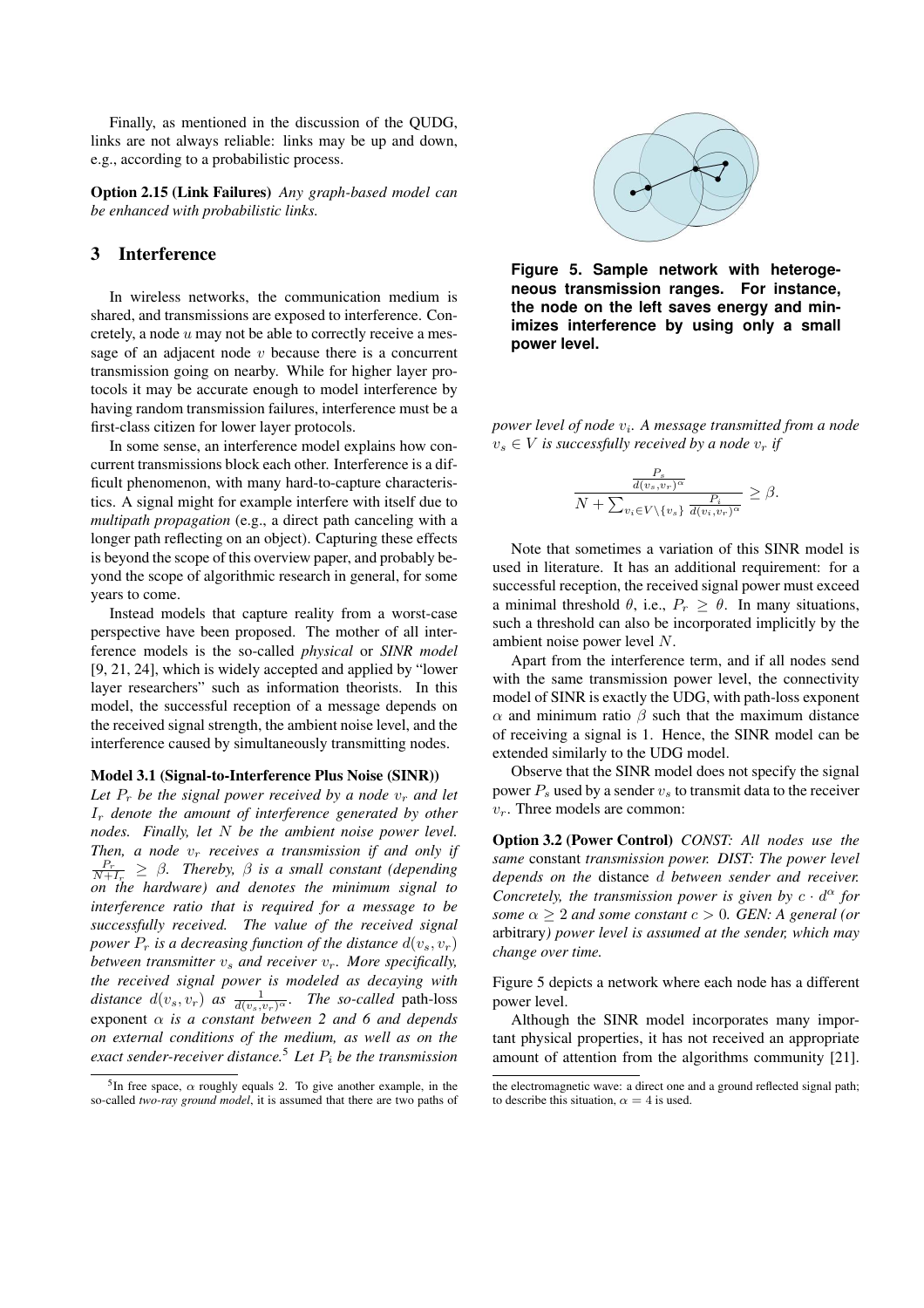Finally, as mentioned in the discussion of the QUDG, links are not always reliable: links may be up and down, e.g., according to a probabilistic process.

**Option 2.15 (Link Failures)** *Any graph-based model can be enhanced with probabilistic links.*

## 3 Interference

In wireless networks, the communication medium is shared, and transmissions are exposed to interference. Concretely, a node $u$ may not be able to correctly receive a message of an adjacent node $v$ because there is a concurrent transmission going on nearby. While for higher layer protocols it may be accurate enough to model interference by having random transmission failures, interference must be a first-class citizen for lower layer protocols.

In some sense, an interference model explains how concurrent transmissions block each other. Interference is a difficult phenomenon, with many hard-to-capture characteristics. A signal might for example interfere with itself due to *multipath propagation* (e.g., a direct path canceling with a longer path reflecting on an object). Capturing these effects is beyond the scope of this overview paper, and probably beyond the scope of algorithmic research in general, for some years to come.

Instead models that capture reality from a worst-case perspective have been proposed. The mother of all interference models is the so-called *physical* or *SINR model* [9, 21, 24], which is widely accepted and applied by "lower layer researchers" such as information theorists. In this model, the successful reception of a message depends on the received signal strength, the ambient noise level, and the interference caused by simultaneously transmitting nodes.

**Model 3.1 (Signal-to-Interference Plus Noise (SINR))** *Let $P_r$ be the signal power received by a node $v_r$ and let $I_r$ denote the amount of interference generated by other nodes. Finally, let $N$ be the ambient noise power level. Then, a node $v_r$ receives a transmission if and only if $\frac{P_r}{N+I_r} \geq \beta$. Thereby, $\beta$ is a small constant (depending on the hardware) and denotes the minimum signal to interference ratio that is required for a message to be successfully received. The value of the received signal power $P_r$ is a decreasing function of the distance $d(v_s, v_r)$ between transmitter $v_s$ and receiver $v_r$. More specifically, the received signal power is modeled as decaying with distance $d(v_s, v_r)$ as $\frac{1}{d(v_s,v_r)^\alpha}$. The so-called* path-loss exponent *$\alpha$ is a constant between 2 and 6 and depends on external conditions of the medium, as well as on the exact sender-receiver distance.*[5] *Let $P_i$ be the transmission power level of node $v_i$. A message transmitted from a node $v_s \in V$ is successfully received by a node $v_r$ if*

$$\frac{\frac{P_s}{d(v_s,v_r)^\alpha}}{N + \sum_{v_i \in V \setminus \{v_s\}} \frac{P_i}{d(v_i,v_r)^\alpha}} \geq \beta.$$

Figure 5. Sample network with heterogeneous transmission ranges. For instance, the node on the left saves energy and minimizes interference by using only a small power level.

Note that sometimes a variation of this SINR model is used in literature. It has an additional requirement: for a successful reception, the received signal power must exceed a minimal threshold $\theta$, i.e., $P_r \geq \theta$. In many situations, such a threshold can also be incorporated implicitly by the ambient noise power level $N$.

Apart from the interference term, and if all nodes send with the same transmission power level, the connectivity model of SINR is exactly the UDG, with path-loss exponent $\alpha$ and minimum ratio $\beta$ such that the maximum distance of receiving a signal is 1. Hence, the SINR model can be extended similarly to the UDG model.

Observe that the SINR model does not specify the signal power $P_s$ used by a sender $v_s$ to transmit data to the receiver $v_r$. Three models are common:

**Option 3.2 (Power Control)** *CONST: All nodes use the same* constant *transmission power. DIST: The power level depends on the* distance *$d$ between sender and receiver. Concretely, the transmission power is given by $c \cdot d^\alpha$ for some $\alpha \geq 2$ and some constant $c > 0$. GEN: A general (or* arbitrary*) power level is assumed at the sender, which may change over time.*

Figure 5 depicts a network where each node has a different power level.

Although the SINR model incorporates many important physical properties, it has not received an appropriate amount of attention from the algorithms community [21].

[5] In free space, $\alpha$ roughly equals 2. To give another example, in the so-called *two-ray ground model*, it is assumed that there are two paths of the electromagnetic wave: a direct one and a ground reflected signal path; to describe this situation, $\alpha = 4$ is used.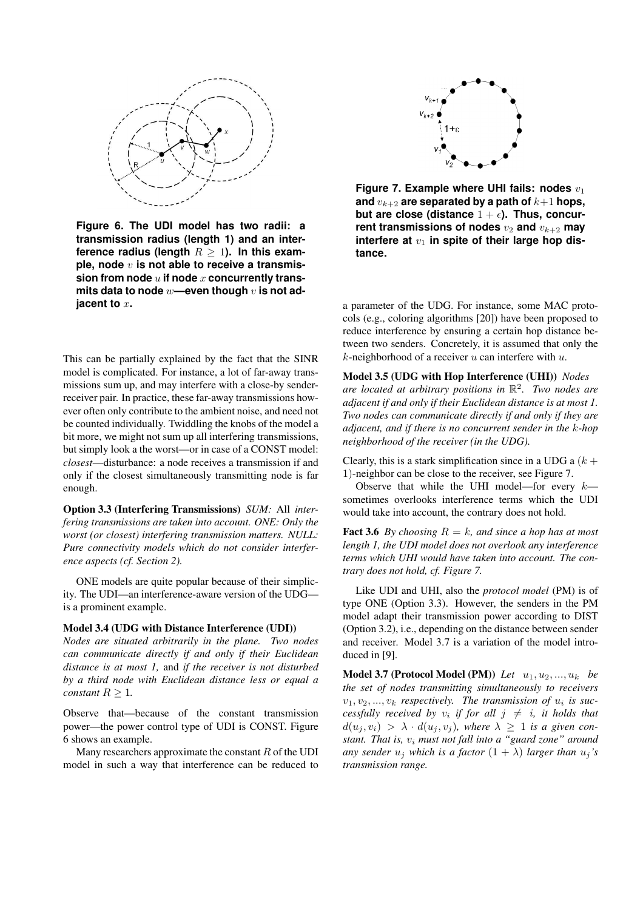**Figure 6. The UDI model has two radii: a transmission radius (length 1) and an interference radius (length $R \geq 1$). In this example, node $v$ is not able to receive a transmission from node $u$ if node $x$ concurrently transmits data to node $w$—even though $v$ is not adjacent to $x$.**

This can be partially explained by the fact that the SINR model is complicated. For instance, a lot of far-away transmissions sum up, and may interfere with a close-by sender-receiver pair. In practice, these far-away transmissions however often only contribute to the ambient noise, and need not be counted individually. Twiddling the knobs of the model a bit more, we might not sum up all interfering transmissions, but simply look a the worst—or in case of a CONST model: *closest*—disturbance: a node receives a transmission if and only if the closest simultaneously transmitting node is far enough.

**Option 3.3 (Interfering Transmissions)** *SUM: All interfering transmissions are taken into account. ONE: Only the worst (or closest) interfering transmission matters. NULL: Pure connectivity models which do not consider interference aspects (cf. Section 2).*

ONE models are quite popular because of their simplicity. The UDI—an interference-aware version of the UDG—is a prominent example.

**Model 3.4 (UDG with Distance Interference (UDI))** *Nodes are situated arbitrarily in the plane. Two nodes can communicate directly if and only if their Euclidean distance is at most 1,* and *if the receiver is not disturbed by a third node with Euclidean distance less or equal a constant $R \geq 1$.*

Observe that—because of the constant transmission power—the power control type of UDI is CONST. Figure 6 shows an example.

Many researchers approximate the constant $R$ of the UDI model in such a way that interference can be reduced to a parameter of the UDG. For instance, some MAC protocols (e.g., coloring algorithms [20]) have been proposed to reduce interference by ensuring a certain hop distance between two senders. Concretely, it is assumed that only the $k$-neighborhood of a receiver $u$ can interfere with $u$.

**Figure 7. Example where UHI fails: nodes $v_1$ and $v_{k+2}$ are separated by a path of $k+1$ hops, but are close (distance $1 + \epsilon$). Thus, concurrent transmissions of nodes $v_2$ and $v_{k+2}$ may interfere at $v_1$ in spite of their large hop distance.**

**Model 3.5 (UDG with Hop Interference (UHI))** *Nodes are located at arbitrary positions in $\mathbb{R}^2$. Two nodes are adjacent if and only if their Euclidean distance is at most 1. Two nodes can communicate directly if and only if they are adjacent, and if there is no concurrent sender in the $k$-hop neighborhood of the receiver (in the UDG).*

Clearly, this is a stark simplification since in a UDG a $(k+1)$-neighbor can be close to the receiver, see Figure 7.

Observe that while the UHI model—for every $k$—sometimes overlooks interference terms which the UDI would take into account, the contrary does not hold.

**Fact 3.6** *By choosing $R = k$, and since a hop has at most length 1, the UDI model does not overlook any interference terms which UHI would have taken into account. The contrary does not hold, cf. Figure 7.*

Like UDI and UHI, also the *protocol model* (PM) is of type ONE (Option 3.3). However, the senders in the PM model adapt their transmission power according to DIST (Option 3.2), i.e., depending on the distance between sender and receiver. Model 3.7 is a variation of the model introduced in [9].

**Model 3.7 (Protocol Model (PM))** *Let $u_1, u_2, ..., u_k$ be the set of nodes transmitting simultaneously to receivers $v_1, v_2, ..., v_k$ respectively. The transmission of $u_i$ is successfully received by $v_i$ if for all $j \neq i$, it holds that $d(u_j, v_i) > \lambda \cdot d(u_j, v_j)$, where $\lambda \geq 1$ is a given constant. That is, $v_i$ must not fall into a "guard zone" around any sender $u_j$ which is a factor $(1 + \lambda)$ larger than $u_j$'s transmission range.*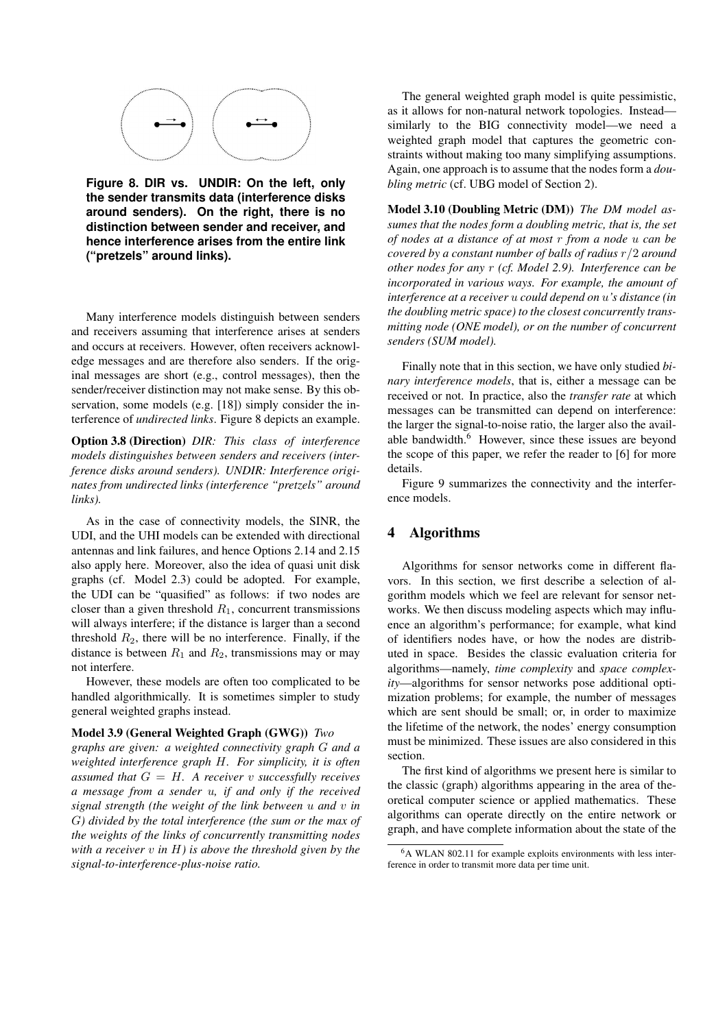**Figure 8. DIR vs. UNDIR: On the left, only the sender transmits data (interference disks around senders). On the right, there is no distinction between sender and receiver, and hence interference arises from the entire link ("pretzels" around links).**

Many interference models distinguish between senders and receivers assuming that interference arises at senders and occurs at receivers. However, often receivers acknowledge messages and are therefore also senders. If the original messages are short (e.g., control messages), then the sender/receiver distinction may not make sense. By this observation, some models (e.g. [18]) simply consider the interference of *undirected links*. Figure 8 depicts an example.

**Option 3.8 (Direction)** *DIR: This class of interference models distinguishes between senders and receivers (interference disks around senders). UNDIR: Interference originates from undirected links (interference "pretzels" around links).*

As in the case of connectivity models, the SINR, the UDI, and the UHI models can be extended with directional antennas and link failures, and hence Options 2.14 and 2.15 also apply here. Moreover, also the idea of quasi unit disk graphs (cf. Model 2.3) could be adopted. For example, the UDI can be "quasified" as follows: if two nodes are closer than a given threshold $R_1$, concurrent transmissions will always interfere; if the distance is larger than a second threshold $R_2$, there will be no interference. Finally, if the distance is between $R_1$ and $R_2$, transmissions may or may not interfere.

However, these models are often too complicated to be handled algorithmically. It is sometimes simpler to study general weighted graphs instead.

**Model 3.9 (General Weighted Graph (GWG))** *Two graphs are given: a weighted connectivity graph $G$ and a weighted interference graph $H$. For simplicity, it is often assumed that $G = H$. A receiver $v$ successfully receives a message from a sender $u$, if and only if the received signal strength (the weight of the link between $u$ and $v$ in $G$) divided by the total interference (the sum or the max of the weights of the links of concurrently transmitting nodes with a receiver $v$ in $H$) is above the threshold given by the signal-to-interference-plus-noise ratio.*

The general weighted graph model is quite pessimistic, as it allows for non-natural network topologies. Instead—similarly to the BIG connectivity model—we need a weighted graph model that captures the geometric constraints without making too many simplifying assumptions. Again, one approach is to assume that the nodes form a *doubling metric* (cf. UBG model of Section 2).

**Model 3.10 (Doubling Metric (DM))** *The DM model assumes that the nodes form a doubling metric, that is, the set of nodes at a distance of at most $r$ from a node $u$ can be covered by a constant number of balls of radius $r/2$ around other nodes for any $r$ (cf. Model 2.9). Interference can be incorporated in various ways. For example, the amount of interference at a receiver $u$ could depend on $u$'s distance (in the doubling metric space) to the closest concurrently transmitting node (ONE model), or on the number of concurrent senders (SUM model).*

Finally note that in this section, we have only studied *binary interference models*, that is, either a message can be received or not. In practice, also the *transfer rate* at which messages can be transmitted can depend on interference: the larger the signal-to-noise ratio, the larger also the available bandwidth.[6] However, since these issues are beyond the scope of this paper, we refer the reader to [6] for more details.

Figure 9 summarizes the connectivity and the interference models.

# 4 Algorithms

Algorithms for sensor networks come in different flavors. In this section, we first describe a selection of algorithm models which we feel are relevant for sensor networks. We then discuss modeling aspects which may influence an algorithm's performance; for example, what kind of identifiers nodes have, or how the nodes are distributed in space. Besides the classic evaluation criteria for algorithms—namely, *time complexity* and *space complexity*—algorithms for sensor networks pose additional optimization problems; for example, the number of messages which are sent should be small; or, in order to maximize the lifetime of the network, the nodes' energy consumption must be minimized. These issues are also considered in this section.

The first kind of algorithms we present here is similar to the classic (graph) algorithms appearing in the area of theoretical computer science or applied mathematics. These algorithms can operate directly on the entire network or graph, and have complete information about the state of the

[6] A WLAN 802.11 for example exploits environments with less interference in order to transmit more data per time unit.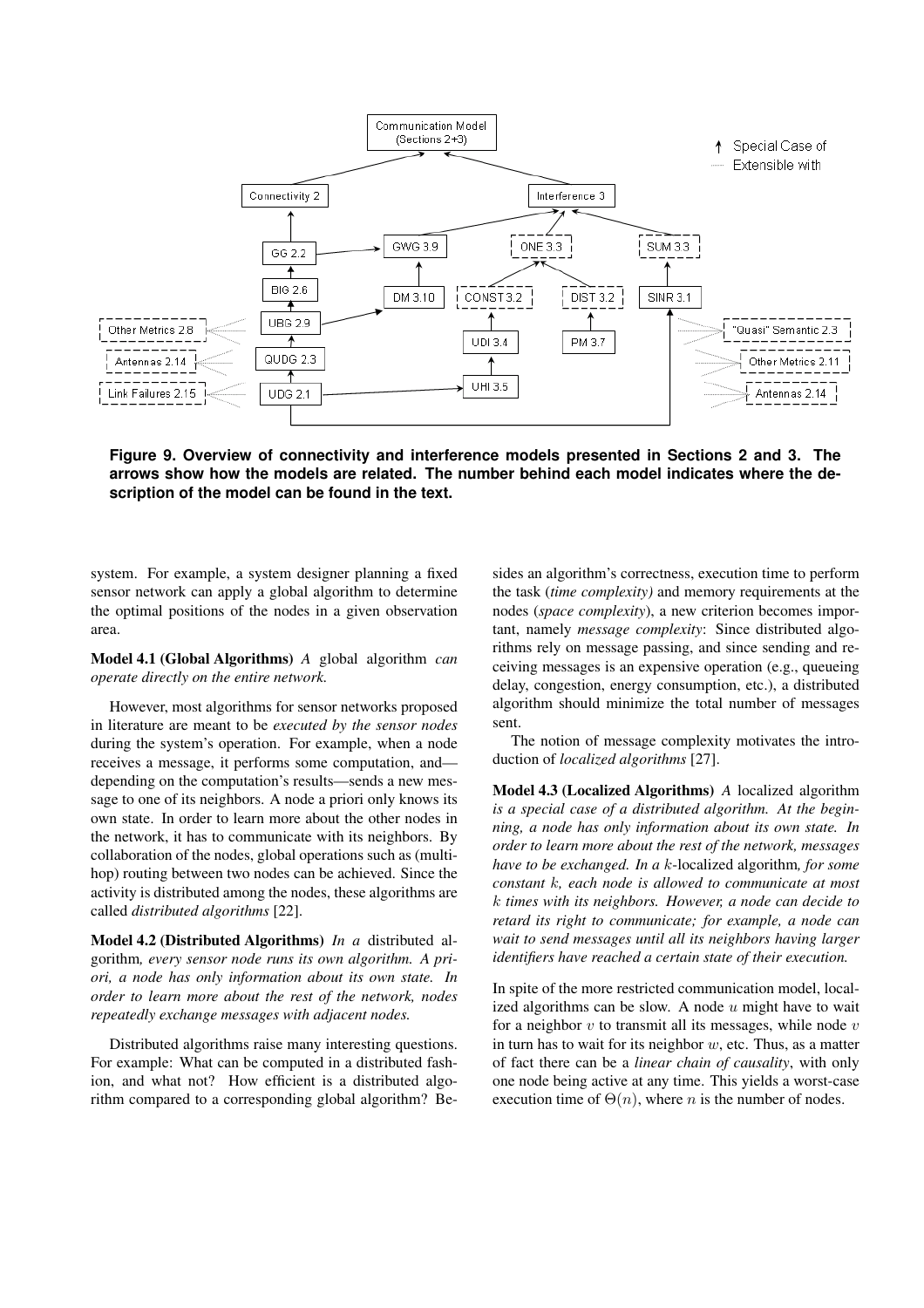**Figure 9. Overview of connectivity and interference models presented in Sections 2 and 3. The arrows show how the models are related. The number behind each model indicates where the description of the model can be found in the text.**

system. For example, a system designer planning a fixed sensor network can apply a global algorithm to determine the optimal positions of the nodes in a given observation area.

**Model 4.1 (Global Algorithms)** *A* global algorithm *can operate directly on the entire network.*

However, most algorithms for sensor networks proposed in literature are meant to be *executed by the sensor nodes* during the system's operation. For example, when a node receives a message, it performs some computation, and—depending on the computation's results—sends a new message to one of its neighbors. A node a priori only knows its own state. In order to learn more about the other nodes in the network, it has to communicate with its neighbors. By collaboration of the nodes, global operations such as (multi-hop) routing between two nodes can be achieved. Since the activity is distributed among the nodes, these algorithms are called *distributed algorithms* [22].

**Model 4.2 (Distributed Algorithms)** *In a* distributed algorithm*, every sensor node runs its own algorithm. A priori, a node has only information about its own state. In order to learn more about the rest of the network, nodes repeatedly exchange messages with adjacent nodes.*

Distributed algorithms raise many interesting questions. For example: What can be computed in a distributed fashion, and what not? How efficient is a distributed algorithm compared to a corresponding global algorithm? Besides an algorithm's correctness, execution time to perform the task (*time complexity)* and memory requirements at the nodes (*space complexity*), a new criterion becomes important, namely *message complexity*: Since distributed algorithms rely on message passing, and since sending and receiving messages is an expensive operation (e.g., queueing delay, congestion, energy consumption, etc.), a distributed algorithm should minimize the total number of messages sent.

The notion of message complexity motivates the introduction of *localized algorithms* [27].

**Model 4.3 (Localized Algorithms)** *A* localized algorithm *is a special case of a distributed algorithm. At the beginning, a node has only information about its own state. In order to learn more about the rest of the network, messages have to be exchanged. In a $k$-*localized algorithm*, for some constant $k$, each node is allowed to communicate at most $k$ times with its neighbors. However, a node can decide to retard its right to communicate; for example, a node can wait to send messages until all its neighbors having larger identifiers have reached a certain state of their execution.*

In spite of the more restricted communication model, localized algorithms can be slow. A node $u$ might have to wait for a neighbor $v$ to transmit all its messages, while node $v$ in turn has to wait for its neighbor $w$, etc. Thus, as a matter of fact there can be a *linear chain of causality*, with only one node being active at any time. This yields a worst-case execution time of $\Theta(n)$, where $n$ is the number of nodes.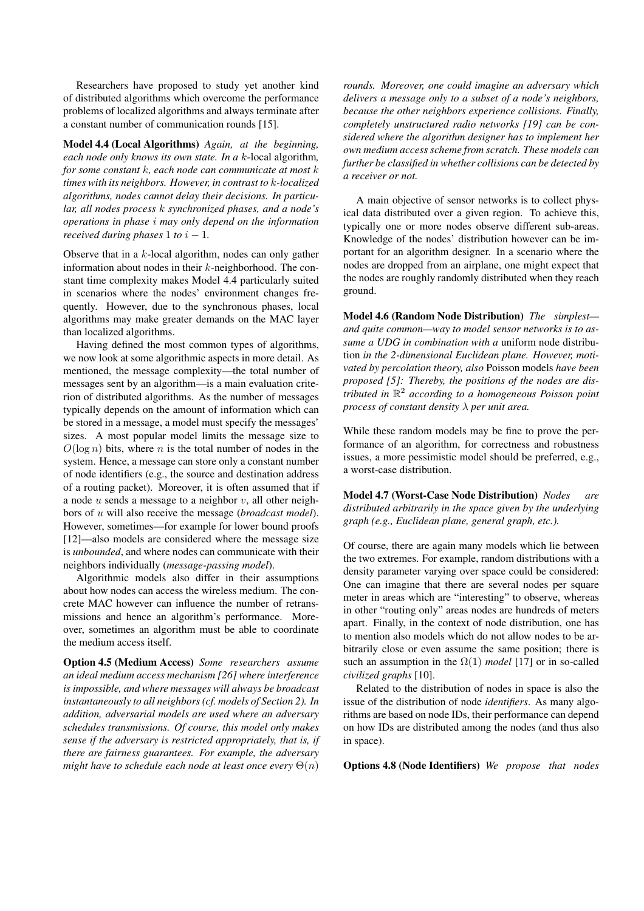Researchers have proposed to study yet another kind of distributed algorithms which overcome the performance problems of localized algorithms and always terminate after a constant number of communication rounds [15].

**Model 4.4 (Local Algorithms)** *Again, at the beginning, each node only knows its own state. In a $k$-*local algorithm*, for some constant $k$, each node can communicate at most $k$ times with its neighbors. However, in contrast to $k$-localized algorithms, nodes cannot delay their decisions. In particular, all nodes process $k$ synchronized phases, and a node's operations in phase $i$ may only depend on the information received during phases $1$ to $i-1$.*

Observe that in a $k$-local algorithm, nodes can only gather information about nodes in their $k$-neighborhood. The constant time complexity makes Model 4.4 particularly suited in scenarios where the nodes' environment changes frequently. However, due to the synchronous phases, local algorithms may make greater demands on the MAC layer than localized algorithms.

Having defined the most common types of algorithms, we now look at some algorithmic aspects in more detail. As mentioned, the message complexity—the total number of messages sent by an algorithm—is a main evaluation criterion of distributed algorithms. As the number of messages typically depends on the amount of information which can be stored in a message, a model must specify the messages' sizes. A most popular model limits the message size to $O(\log n)$ bits, where $n$ is the total number of nodes in the system. Hence, a message can store only a constant number of node identifiers (e.g., the source and destination address of a routing packet). Moreover, it is often assumed that if a node $u$ sends a message to a neighbor $v$, all other neighbors of $u$ will also receive the message (*broadcast model*). However, sometimes—for example for lower bound proofs [12]—also models are considered where the message size is *unbounded*, and where nodes can communicate with their neighbors individually (*message-passing model*).

Algorithmic models also differ in their assumptions about how nodes can access the wireless medium. The concrete MAC however can influence the number of retransmissions and hence an algorithm's performance. Moreover, sometimes an algorithm must be able to coordinate the medium access itself.

**Option 4.5 (Medium Access)** *Some researchers assume an ideal medium access mechanism [26] where interference is impossible, and where messages will always be broadcast instantaneously to all neighbors (cf. models of Section 2). In addition, adversarial models are used where an adversary schedules transmissions. Of course, this model only makes sense if the adversary is restricted appropriately, that is, if there are fairness guarantees. For example, the adversary might have to schedule each node at least once every $\Theta(n)$ rounds. Moreover, one could imagine an adversary which delivers a message only to a subset of a node's neighbors, because the other neighbors experience collisions. Finally, completely unstructured radio networks [19] can be considered where the algorithm designer has to implement her own medium access scheme from scratch. These models can further be classified in whether collisions can be detected by a receiver or not.*

A main objective of sensor networks is to collect physical data distributed over a given region. To achieve this, typically one or more nodes observe different sub-areas. Knowledge of the nodes' distribution however can be important for an algorithm designer. In a scenario where the nodes are dropped from an airplane, one might expect that the nodes are roughly randomly distributed when they reach ground.

**Model 4.6 (Random Node Distribution)** *The simplest—and quite common—way to model sensor networks is to assume a UDG in combination with a* uniform node distribution *in the 2-dimensional Euclidean plane. However, motivated by percolation theory, also* Poisson models *have been proposed [5]: Thereby, the positions of the nodes are distributed in $\mathbb{R}^2$ according to a homogeneous Poisson point process of constant density $\lambda$ per unit area.*

While these random models may be fine to prove the performance of an algorithm, for correctness and robustness issues, a more pessimistic model should be preferred, e.g., a worst-case distribution.

**Model 4.7 (Worst-Case Node Distribution)** *Nodes are distributed arbitrarily in the space given by the underlying graph (e.g., Euclidean plane, general graph, etc.).*

Of course, there are again many models which lie between the two extremes. For example, random distributions with a density parameter varying over space could be considered: One can imagine that there are several nodes per square meter in areas which are "interesting" to observe, whereas in other "routing only" areas nodes are hundreds of meters apart. Finally, in the context of node distribution, one has to mention also models which do not allow nodes to be arbitrarily close or even assume the same position; there is such an assumption in the $\Omega(1)$ *model* [17] or in so-called *civilized graphs* [10].

Related to the distribution of nodes in space is also the issue of the distribution of node *identifiers*. As many algorithms are based on node IDs, their performance can depend on how IDs are distributed among the nodes (and thus also in space).

**Options 4.8 (Node Identifiers)** *We propose that nodes*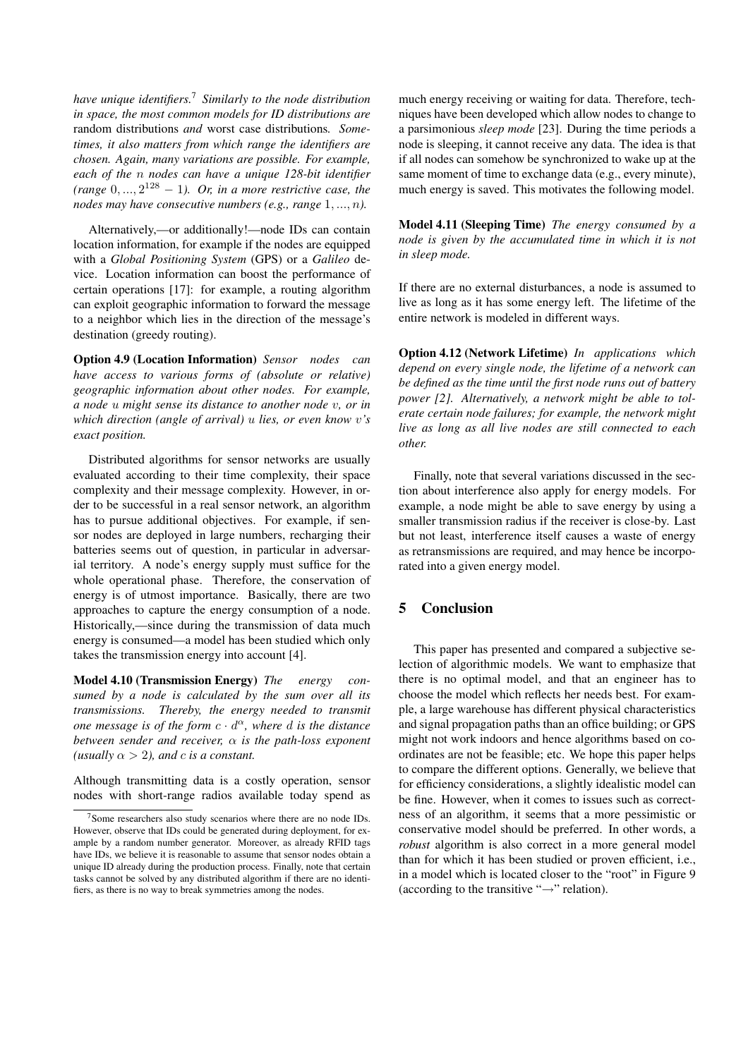*have unique identifiers.*[7] *Similarly to the node distribution in space, the most common models for ID distributions are* random distributions *and* worst case distributions*. Sometimes, it also matters from which range the identifiers are chosen. Again, many variations are possible. For example, each of the $n$ nodes can have a unique 128-bit identifier (range $0, ..., 2^{128} - 1$). Or, in a more restrictive case, the nodes may have consecutive numbers (e.g., range $1, ..., n$).*

Alternatively,—or additionally!—node IDs can contain location information, for example if the nodes are equipped with a *Global Positioning System* (GPS) or a *Galileo* device. Location information can boost the performance of certain operations [17]: for example, a routing algorithm can exploit geographic information to forward the message to a neighbor which lies in the direction of the message's destination (greedy routing).

**Option 4.9 (Location Information)** *Sensor nodes can have access to various forms of (absolute or relative) geographic information about other nodes. For example, a node $u$ might sense its distance to another node $v$, or in which direction (angle of arrival) $u$ lies, or even know $v$'s exact position.*

Distributed algorithms for sensor networks are usually evaluated according to their time complexity, their space complexity and their message complexity. However, in order to be successful in a real sensor network, an algorithm has to pursue additional objectives. For example, if sensor nodes are deployed in large numbers, recharging their batteries seems out of question, in particular in adversarial territory. A node's energy supply must suffice for the whole operational phase. Therefore, the conservation of energy is of utmost importance. Basically, there are two approaches to capture the energy consumption of a node. Historically,—since during the transmission of data much energy is consumed—a model has been studied which only takes the transmission energy into account [4].

**Model 4.10 (Transmission Energy)** *The energy consumed by a node is calculated by the sum over all its transmissions. Thereby, the energy needed to transmit one message is of the form $c \cdot d^{\alpha}$, where $d$ is the distance between sender and receiver, $\alpha$ is the path-loss exponent (usually $\alpha > 2$), and $c$ is a constant.*

Although transmitting data is a costly operation, sensor nodes with short-range radios available today spend as much energy receiving or waiting for data. Therefore, techniques have been developed which allow nodes to change to a parsimonious *sleep mode* [23]. During the time periods a node is sleeping, it cannot receive any data. The idea is that if all nodes can somehow be synchronized to wake up at the same moment of time to exchange data (e.g., every minute), much energy is saved. This motivates the following model.

**Model 4.11 (Sleeping Time)** *The energy consumed by a node is given by the accumulated time in which it is not in sleep mode.*

If there are no external disturbances, a node is assumed to live as long as it has some energy left. The lifetime of the entire network is modeled in different ways.

**Option 4.12 (Network Lifetime)** *In applications which depend on every single node, the lifetime of a network can be defined as the time until the first node runs out of battery power [2]. Alternatively, a network might be able to tolerate certain node failures; for example, the network might live as long as all live nodes are still connected to each other.*

Finally, note that several variations discussed in the section about interference also apply for energy models. For example, a node might be able to save energy by using a smaller transmission radius if the receiver is close-by. Last but not least, interference itself causes a waste of energy as retransmissions are required, and may hence be incorporated into a given energy model.

## 5 Conclusion

This paper has presented and compared a subjective selection of algorithmic models. We want to emphasize that there is no optimal model, and that an engineer has to choose the model which reflects her needs best. For example, a large warehouse has different physical characteristics and signal propagation paths than an office building; or GPS might not work indoors and hence algorithms based on coordinates are not be feasible; etc. We hope this paper helps to compare the different options. Generally, we believe that for efficiency considerations, a slightly idealistic model can be fine. However, when it comes to issues such as correctness of an algorithm, it seems that a more pessimistic or conservative model should be preferred. In other words, a *robust* algorithm is also correct in a more general model than for which it has been studied or proven efficient, i.e., in a model which is located closer to the "root" in Figure 9 (according to the transitive "→" relation).

---

[7] Some researchers also study scenarios where there are no node IDs. However, observe that IDs could be generated during deployment, for example by a random number generator. Moreover, as already RFID tags have IDs, we believe it is reasonable to assume that sensor nodes obtain a unique ID already during the production process. Finally, note that certain tasks cannot be solved by any distributed algorithm if there are no identifiers, as there is no way to break symmetries among the nodes.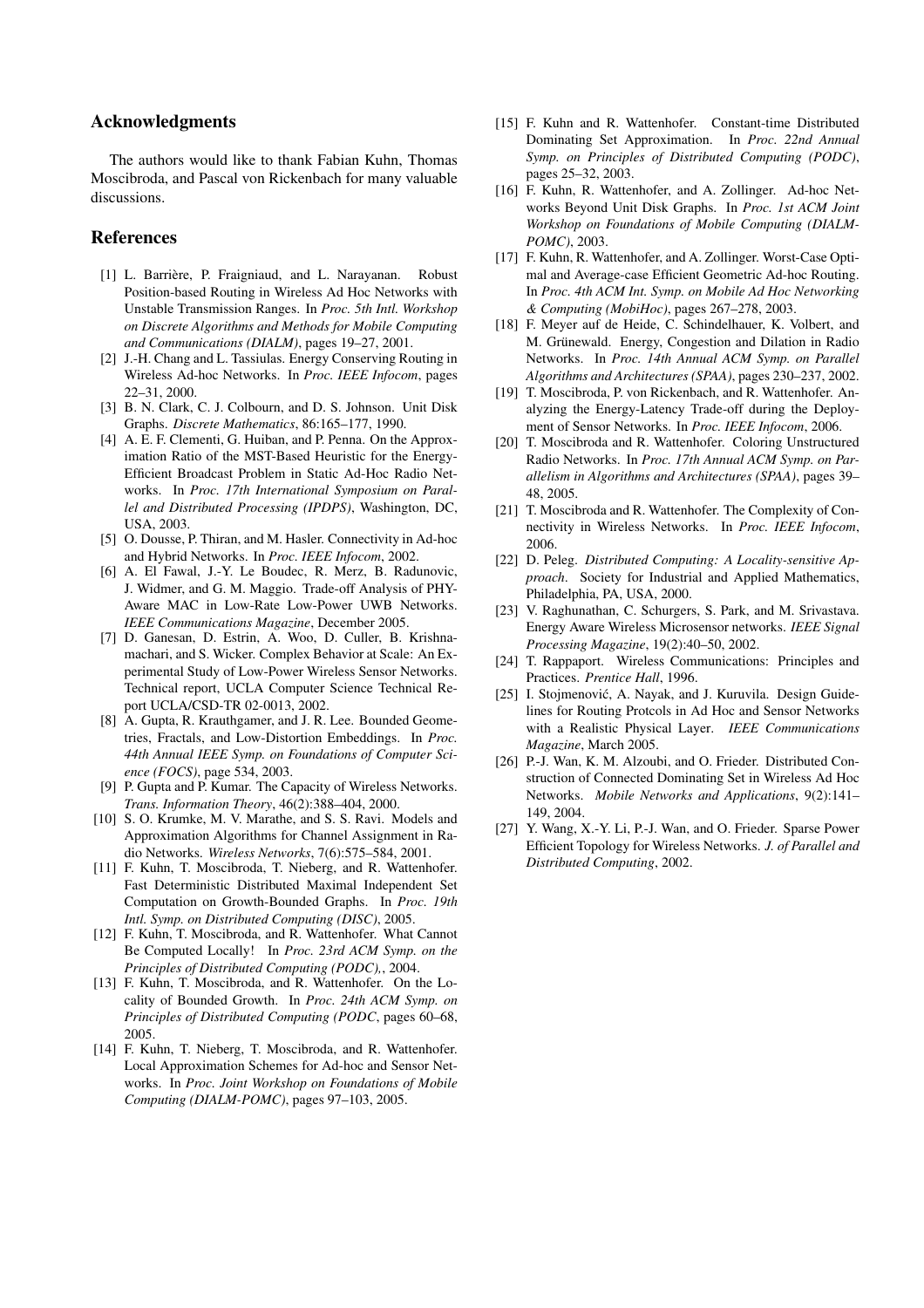## Acknowledgments

The authors would like to thank Fabian Kuhn, Thomas Moscibroda, and Pascal von Rickenbach for many valuable discussions.

## References

[1] L. Barrière, P. Fraigniaud, and L. Narayanan. Robust Position-based Routing in Wireless Ad Hoc Networks with Unstable Transmission Ranges. In *Proc. 5th Intl. Workshop on Discrete Algorithms and Methods for Mobile Computing and Communications (DIALM)*, pages 19–27, 2001.

[2] J.-H. Chang and L. Tassiulas. Energy Conserving Routing in Wireless Ad-hoc Networks. In *Proc. IEEE Infocom*, pages 22–31, 2000.

[3] B. N. Clark, C. J. Colbourn, and D. S. Johnson. Unit Disk Graphs. *Discrete Mathematics*, 86:165–177, 1990.

[4] A. E. F. Clementi, G. Huiban, and P. Penna. On the Approximation Ratio of the MST-Based Heuristic for the Energy-Efficient Broadcast Problem in Static Ad-Hoc Radio Networks. In *Proc. 17th International Symposium on Parallel and Distributed Processing (IPDPS)*, Washington, DC, USA, 2003.

[5] O. Dousse, P. Thiran, and M. Hasler. Connectivity in Ad-hoc and Hybrid Networks. In *Proc. IEEE Infocom*, 2002.

[6] A. El Fawal, J.-Y. Le Boudec, R. Merz, B. Radunovic, J. Widmer, and G. M. Maggio. Trade-off Analysis of PHY-Aware MAC in Low-Rate Low-Power UWB Networks. *IEEE Communications Magazine*, December 2005.

[7] D. Ganesan, D. Estrin, A. Woo, D. Culler, B. Krishnamachari, and S. Wicker. Complex Behavior at Scale: An Experimental Study of Low-Power Wireless Sensor Networks. Technical report, UCLA Computer Science Technical Report UCLA/CSD-TR 02-0013, 2002.

[8] A. Gupta, R. Krauthgamer, and J. R. Lee. Bounded Geometries, Fractals, and Low-Distortion Embeddings. In *Proc. 44th Annual IEEE Symp. on Foundations of Computer Science (FOCS)*, page 534, 2003.

[9] P. Gupta and P. Kumar. The Capacity of Wireless Networks. *Trans. Information Theory*, 46(2):388–404, 2000.

[10] S. O. Krumke, M. V. Marathe, and S. S. Ravi. Models and Approximation Algorithms for Channel Assignment in Radio Networks. *Wireless Networks*, 7(6):575–584, 2001.

[11] F. Kuhn, T. Moscibroda, T. Nieberg, and R. Wattenhofer. Fast Deterministic Distributed Maximal Independent Set Computation on Growth-Bounded Graphs. In *Proc. 19th Intl. Symp. on Distributed Computing (DISC)*, 2005.

[12] F. Kuhn, T. Moscibroda, and R. Wattenhofer. What Cannot Be Computed Locally! In *Proc. 23rd ACM Symp. on the Principles of Distributed Computing (PODC),*, 2004.

[13] F. Kuhn, T. Moscibroda, and R. Wattenhofer. On the Locality of Bounded Growth. In *Proc. 24th ACM Symp. on Principles of Distributed Computing (PODC*, pages 60–68, 2005.

[14] F. Kuhn, T. Nieberg, T. Moscibroda, and R. Wattenhofer. Local Approximation Schemes for Ad-hoc and Sensor Networks. In *Proc. Joint Workshop on Foundations of Mobile Computing (DIALM-POMC)*, pages 97–103, 2005.

[15] F. Kuhn and R. Wattenhofer. Constant-time Distributed Dominating Set Approximation. In *Proc. 22nd Annual Symp. on Principles of Distributed Computing (PODC)*, pages 25–32, 2003.

[16] F. Kuhn, R. Wattenhofer, and A. Zollinger. Ad-hoc Networks Beyond Unit Disk Graphs. In *Proc. 1st ACM Joint Workshop on Foundations of Mobile Computing (DIALM-POMC)*, 2003.

[17] F. Kuhn, R. Wattenhofer, and A. Zollinger. Worst-Case Optimal and Average-case Efficient Geometric Ad-hoc Routing. In *Proc. 4th ACM Int. Symp. on Mobile Ad Hoc Networking & Computing (MobiHoc)*, pages 267–278, 2003.

[18] F. Meyer auf de Heide, C. Schindelhauer, K. Volbert, and M. Grünewald. Energy, Congestion and Dilation in Radio Networks. In *Proc. 14th Annual ACM Symp. on Parallel Algorithms and Architectures (SPAA)*, pages 230–237, 2002.

[19] T. Moscibroda, P. von Rickenbach, and R. Wattenhofer. Analyzing the Energy-Latency Trade-off during the Deployment of Sensor Networks. In *Proc. IEEE Infocom*, 2006.

[20] T. Moscibroda and R. Wattenhofer. Coloring Unstructured Radio Networks. In *Proc. 17th Annual ACM Symp. on Parallelism in Algorithms and Architectures (SPAA)*, pages 39–48, 2005.

[21] T. Moscibroda and R. Wattenhofer. The Complexity of Connectivity in Wireless Networks. In *Proc. IEEE Infocom*, 2006.

[22] D. Peleg. *Distributed Computing: A Locality-sensitive Approach*. Society for Industrial and Applied Mathematics, Philadelphia, PA, USA, 2000.

[23] V. Raghunathan, C. Schurgers, S. Park, and M. Srivastava. Energy Aware Wireless Microsensor networks. *IEEE Signal Processing Magazine*, 19(2):40–50, 2002.

[24] T. Rappaport. Wireless Communications: Principles and Practices. *Prentice Hall*, 1996.

[25] I. Stojmenović, A. Nayak, and J. Kuruvila. Design Guidelines for Routing Protcols in Ad Hoc and Sensor Networks with a Realistic Physical Layer. *IEEE Communications Magazine*, March 2005.

[26] P.-J. Wan, K. M. Alzoubi, and O. Frieder. Distributed Construction of Connected Dominating Set in Wireless Ad Hoc Networks. *Mobile Networks and Applications*, 9(2):141–149, 2004.

[27] Y. Wang, X.-Y. Li, P.-J. Wan, and O. Frieder. Sparse Power Efficient Topology for Wireless Networks. *J. of Parallel and Distributed Computing*, 2002.